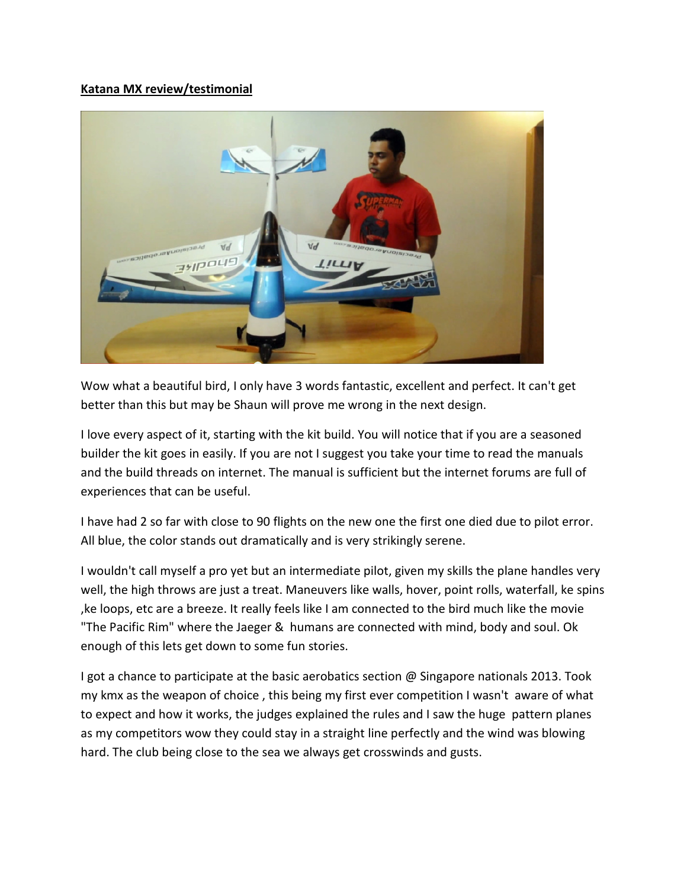**Katana MX review/testimonial**

Wow what a beautiful bird, I only have 3 words fantastic, excellent and perfect. It can't get better than this but may be Shaun will prove me wrong in the next design.

I love every aspect of it, starting with the kit build. You will notice that if you are a seasoned builder the kit goes in easily. If you are not I suggest you take your time to read the manuals and the build threads on internet. The manual is sufficient but the internet forums are full of experiences that can be useful.

I have had 2 so far with close to 90 flights on the new one the first one died due to pilot error. All blue, the color stands out dramatically and is very strikingly serene.

I wouldn't call myself a pro yet but an intermediate pilot, given my skills the plane handles very well, the high throws are just a treat. Maneuvers like walls, hover, point rolls, waterfall, ke spins ,ke loops, etc are a breeze. It really feels like I am connected to the bird much like the movie "The Pacific Rim" where the Jaeger & humans are connected with mind, body and soul. Ok enough of this lets get down to some fun stories.

I got a chance to participate at the basic aerobatics section @ Singapore nationals 2013. Took my kmx as the weapon of choice , this being my first ever competition I wasn't aware of what to expect and how it works, the judges explained the rules and I saw the huge pattern planes as my competitors wow they could stay in a straight line perfectly and the wind was blowing hard. The club being close to the sea we always get crosswinds and gusts.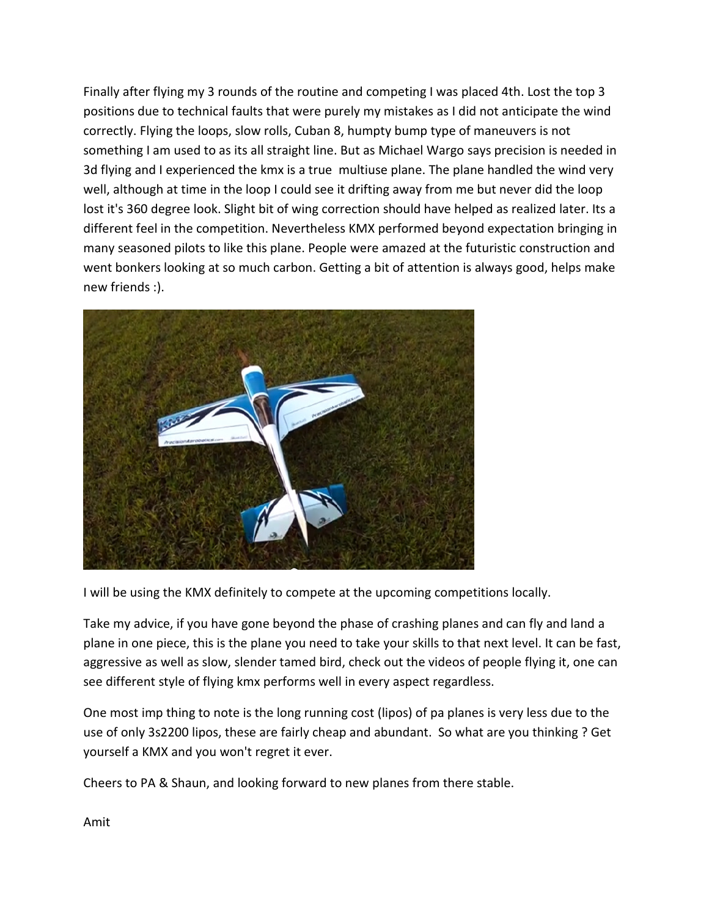Finally after flying my 3 rounds of the routine and competing I was placed 4th. Lost the top 3 positions due to technical faults that were purely my mistakes as I did not anticipate the wind correctly. Flying the loops, slow rolls, Cuban 8, humpty bump type of maneuvers is not something I am used to as its all straight line. But as Michael Wargo says precision is needed in 3d flying and I experienced the kmx is a true multiuse plane. The plane handled the wind very well, although at time in the loop I could see it drifting away from me but never did the loop lost it's 360 degree look. Slight bit of wing correction should have helped as realized later. Its a different feel in the competition. Nevertheless KMX performed beyond expectation bringing in many seasoned pilots to like this plane. People were amazed at the futuristic construction and went bonkers looking at so much carbon. Getting a bit of attention is always good, helps make new friends :).

I will be using the KMX definitely to compete at the upcoming competitions locally.

Take my advice, if you have gone beyond the phase of crashing planes and can fly and land a plane in one piece, this is the plane you need to take your skills to that next level. It can be fast, aggressive as well as slow, slender tamed bird, check out the videos of people flying it, one can see different style of flying kmx performs well in every aspect regardless.

One most imp thing to note is the long running cost (lipos) of pa planes is very less due to the use of only 3s2200 lipos, these are fairly cheap and abundant. So what are you thinking ? Get yourself a KMX and you won't regret it ever.

Cheers to PA & Shaun, and looking forward to new planes from there stable.

Amit